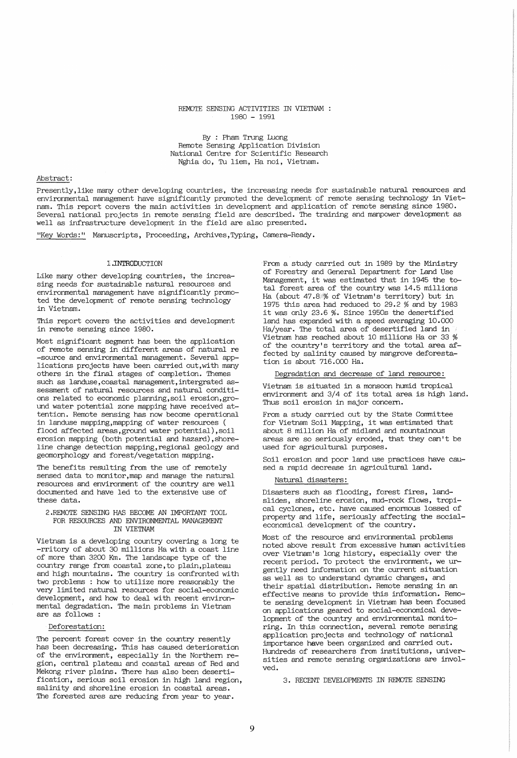# REMOTE SENSING ACTIVITIES IN VIETNAM : 1980 - 1991

By : Pham Trung Luong
Remote Sensing Application Division
National Centre for Scientific Research
Nghia do, Tu liem, Ha noi, Vietnam.

Abstract:

Presently,like many other developing countries, the increasing needs for sustainable natural resources and environmental management have significantly promoted the development of remote sensing technology in Vietnam. This report covers the main activities in development and application of remote sensing since 1980. Several national projects in remote sensing field are described. The training and manpower development as well as infrastructure development in the field are also presented.

"Key Words:" Manuscripts, Proceeding, Archives,Typing, Camera-Ready.

## 1.INTRODUCTION

Like many other developing countries, the increasing needs for sustainable natural resources and environmental management have significantly promoted the development of remote sensing technology in Vietnam.

This report covers the activities and development in remote sensing since 1980.

Most significant segment has been the application of remote sensing in different areas of natural re-source and environmental management. Several applications projects have been carried out,with many others in the final stages of completion. Themes such as landuse,coastal management,intergrated assessment of natural resources and natural conditions related to economic planning,soil erosion,ground water potential zone mapping have received attention. Remote sensing has now become operational in landuse mapping,mapping of water resources ( flood affected areas,ground water potential),soil erosion mapping (both potential and hazard),shoreline change detection mapping,regional geology and geomorphology and forest/vegetation mapping.

The benefits resulting from the use of remotely sensed data to monitor,map and manage the natural resources and environment of the country are well documented and have led to the extensive use of these data.

## 2.REMOTE SENSING HAS BECOME AN IMPORTANT TOOL FOR RESOURCES AND ENVIRONMENTAL MANAGEMENT IN VIETNAM

Vietnam is a developing country covering a long te-rritory of about 30 millions Ha with a coast line of more than 3200 Km. The landscape type of the country range from coastal zone,to plain,plateau and high mountains. The country is confronted with two problems : how to utilize more reasonably the very limited natural resources for social-economic development, and how to deal with recent environmental degradation. The main problems in Vietnam are as follows :

Deforestation:

The percent forest cover in the country resently has been decreasing. This has caused deterioration of the environment, especially in the Northern region, central plateau and coastal areas of Red and Mekong river plains. There has also been desertification, serious soil erosion in high land region, salinity and shoreline erosion in coastal areas. The forested ares are reducing from year to year.

From a study carried out in 1989 by the Ministry of Forestry and General Department for Land Use Management, it was estimated that in 1945 the total forest area of the country was 14.5 millions Ha (about 47.8 % of Vietnam's territory) but in 1975 this area had reduced to 29.2 % and by 1983 it was only 23.6 %. Since 1950s the desertified land has expanded with a speed averaging 10.000 Ha/year. The total area of desertified land in Vietnam has reached about 10 millions Ha or 33 % of the country's territory and the total area affected by salinity caused by mangrove deforestation is about 716.000 Ha.

Degradation and decrease of land resource:

Vietnam is situated in a monsoon humid tropical environment and 3/4 of its total area is high land. Thus soil erosion in major concern.

From a study carried out by the State Committee for Vietnam Soil Mapping, it was estimated that about 8 million Ha of midland and mountainous areas are so seriously eroded, that they can't be used for agricultural purposes.

Soil erosion and poor land use practices have caused a rapid decrease in agricultural land.

Natural disasters:

Disasters such as flooding, forest fires, landslides, shoreline erosion, mud-rock flows, tropical cyclones, etc. have caused enormous lossed of property and life, seriously affecting the social-economical development of the country.

Most of the resource and environmental problems noted above result from excessive human activities over Vietnam's long history, especially over the recent period. To protect the environment, we urgently need information on the current situation as well as to understand dynamic changes, and their spatial distribution. Remote sensing in an effective means to provide this information. Remote sensing development in Vietnam has been focused on applications geared to social-economical development of the country and environmental monitoring. In this connection, several remote sensing application projects and technology of national importance have been organized and carried out. Hundreds of researchers from institutions, universities and remote sensing organizations are involved.

## 3. RECENT DEVELOPMENTS IN REMOTE SENSING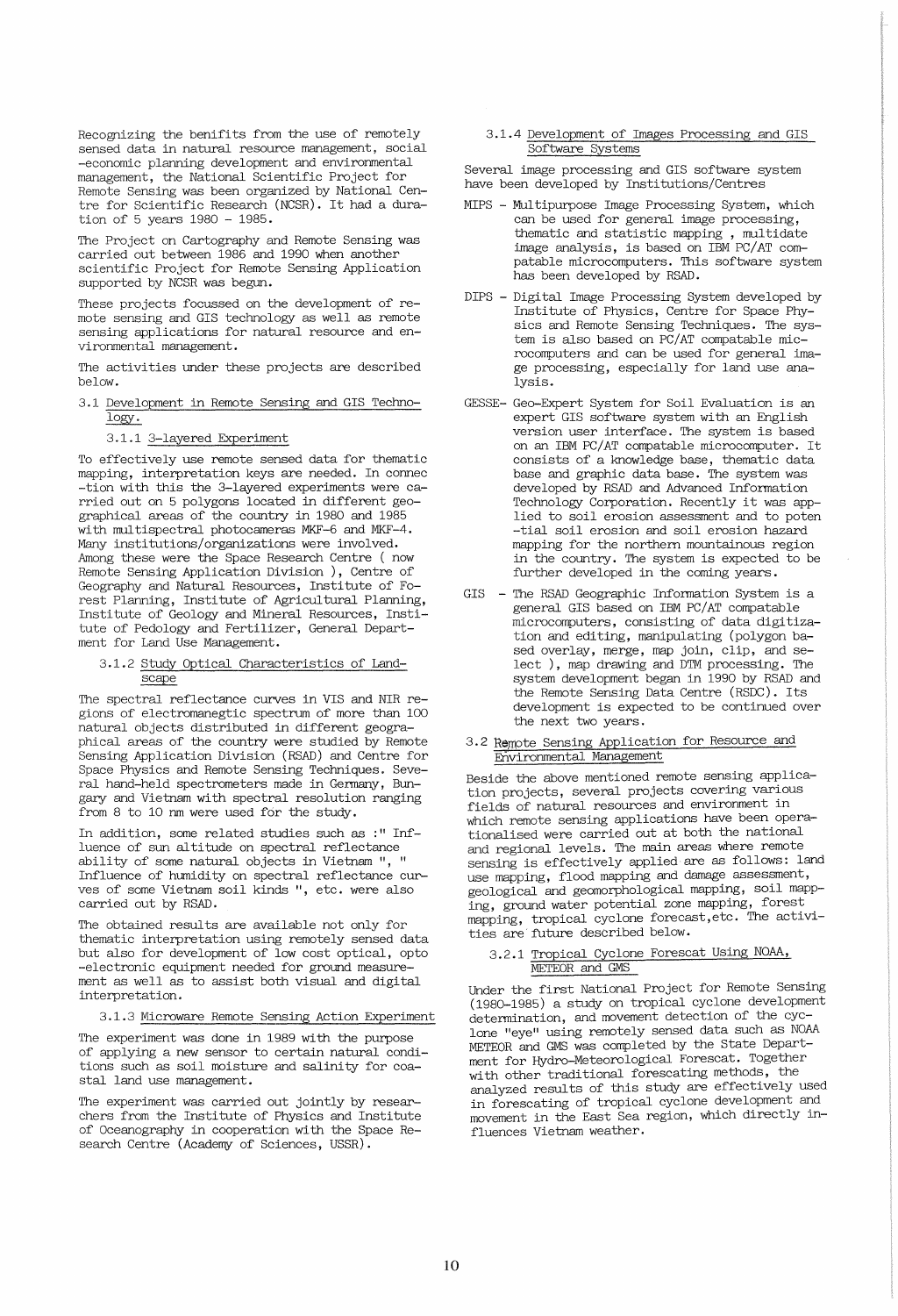Recognizing the benifits from the use of remotely sensed data in natural resource management, social -economic planning development and environmental management, the National Scientific Project for Remote Sensing was been organized by National Centre for Scientific Research (NCSR). It had a duration of 5 years 1980 - 1985.

The Project on Cartography and Remote Sensing was carried out between 1986 and 1990 when another scientific Project for Remote Sensing Application supported by NCSR was begun.

These projects focussed on the development of remote sensing and GIS technology as well as remote sensing applications for natural resource and environmental management.

The activities under these projects are described below.

### 3.1 Development in Remote Sensing and GIS Technology.

#### 3.1.1 3-layered Experiment

To effectively use remote sensed data for thematic mapping, interpretation keys are needed. In connec -tion with this the 3-layered experiments were carried out on 5 polygons located in different geographical areas of the country in 1980 and 1985 with multispectral photocameras MKF-6 and MKF-4. Many institutions/organizations were involved. Among these were the Space Research Centre ( now Remote Sensing Application Division ), Centre of Geography and Natural Resources, Institute of Forest Planning, Institute of Agricultural Planning, Institute of Geology and Mineral Resources, Institute of Pedology and Fertilizer, General Department for Land Use Management.

#### 3.1.2 Study Optical Characteristics of Landscape

The spectral reflectance curves in VIS and NIR regions of electromanegtic spectrum of more than 100 natural objects distributed in different geographical areas of the country were studied by Remote Sensing Application Division (RSAD) and Centre for Space Physics and Remote Sensing Techniques. Several hand-held spectrometers made in Germany, Bungary and Vietnam with spectral resolution ranging from 8 to 10 nm were used for the study.

In addition, some related studies such as :" Influence of sun altitude on spectral reflectance ability of some natural objects in Vietnam ", " Influence of humidity on spectral reflectance curves of some Vietnam soil kinds ", etc. were also carried out by RSAD.

The obtained results are available not only for thematic interpretation using remotely sensed data but also for development of low cost optical, opto -electronic equipment needed for ground measurement as well as to assist both visual and digital interpretation.

#### 3.1.3 Microware Remote Sensing Action Experiment

The experiment was done in 1989 with the purpose of applying a new sensor to certain natural conditions such as soil moisture and salinity for coastal land use management.

The experiment was carried out jointly by researchers from the Institute of Physics and Institute of Oceanography in cooperation with the Space Research Centre (Academy of Sciences, USSR).

#### 3.1.4 Development of Images Processing and GIS Software Systems

Several image processing and GIS software system have been developed by Institutions/Centres

- MIPS - Multipurpose Image Processing System, which can be used for general image processing, thematic and statistic mapping , multidate image analysis, is based on IBM PC/AT compatable microcomputers. This software system has been developed by RSAD.
- DIPS - Digital Image Processing System developed by Institute of Physics, Centre for Space Physics and Remote Sensing Techniques. The system is also based on PC/AT compatable microcomputers and can be used for general image processing, especially for land use analysis.
- GESSE- Geo-Expert System for Soil Evaluation is an expert GIS software system with an English version user interface. The system is based on an IBM PC/AT compatable microcomputer. It consists of a knowledge base, thematic data base and graphic data base. The system was developed by RSAD and Advanced Information Technology Corporation. Recently it was applied to soil erosion assessment and to poten -tial soil erosion and soil erosion hazard mapping for the northern mountainous region in the country. The system is expected to be further developed in the coming years.
- GIS - The RSAD Geographic Information System is a general GIS based on IBM PC/AT compatable microcomputers, consisting of data digitization and editing, manipulating (polygon based overlay, merge, map join, clip, and select ), map drawing and DTM processing. The system development began in 1990 by RSAD and the Remote Sensing Data Centre (RSDC). Its development is expected to be continued over the next two years.

### 3.2 Remote Sensing Application for Resource and Environmental Management

Beside the above mentioned remote sensing application projects, several projects covering various fields of natural resources and environment in which remote sensing applications have been operationalised were carried out at both the national and regional levels. The main areas where remote sensing is effectively applied are as follows: land use mapping, flood mapping and damage assessment, geological and geomorphological mapping, soil mapping, ground water potential zone mapping, forest mapping, tropical cyclone forecast,etc. The activities are future described below.

#### 3.2.1 Tropical Cyclone Forescat Using NOAA, METEOR and GMS

Under the first National Project for Remote Sensing (1980-1985) a study on tropical cyclone development determination, and movement detection of the cyclone "eye" using remotely sensed data such as NOAA METEOR and GMS was completed by the State Department for Hydro-Meteorological Forescat. Together with other traditional forescating methods, the analyzed results of this study are effectively used in forescating of tropical cyclone development and movement in the East Sea region, which directly influences Vietnam weather.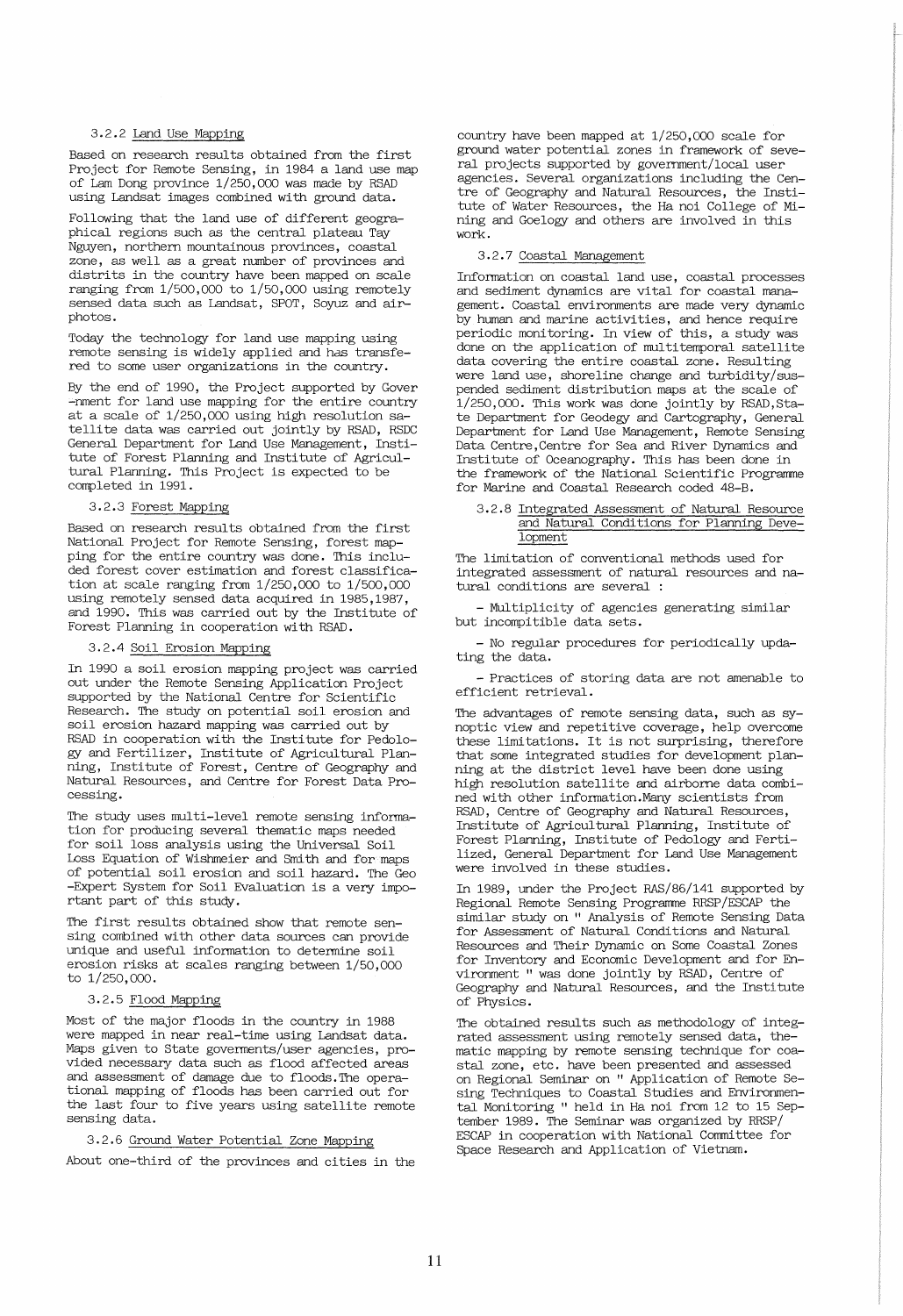### 3.2.2 Land Use Mapping

Based on research results obtained from the first Project for Remote Sensing, in 1984 a land use map of Lam Dong province 1/250,000 was made by RSAD using Landsat images combined with ground data.

Following that the land use of different geographical regions such as the central plateau Tay Nguyen, northern mountainous provinces, coastal zone, as well as a great number of provinces and distrits in the country have been mapped on scale ranging from 1/500,000 to 1/50,000 using remotely sensed data such as Landsat, SPOT, Soyuz and airphotos.

Today the technology for land use mapping using remote sensing is widely applied and has transferred to some user organizations in the country.

By the end of 1990, the Project supported by Government for land use mapping for the entire country at a scale of 1/250,000 using high resolution satellite data was carried out jointly by RSAD, RSDC General Department for Land Use Management, Institute of Forest Planning and Institute of Agricultural Planning. This Project is expected to be completed in 1991.

### 3.2.3 Forest Mapping

Based on research results obtained from the first National Project for Remote Sensing, forest mapping for the entire country was done. This included forest cover estimation and forest classification at scale ranging from 1/250,000 to 1/500,000 using remotely sensed data acquired in 1985,1987, and 1990. This was carried out by the Institute of Forest Planning in cooperation with RSAD.

### 3.2.4 Soil Erosion Mapping

In 1990 a soil erosion mapping project was carried out under the Remote Sensing Application Project supported by the National Centre for Scientific Research. The study on potential soil erosion and soil erosion hazard mapping was carried out by RSAD in cooperation with the Institute for Pedology and Fertilizer, Institute of Agricultural Planning, Institute of Forest, Centre of Geography and Natural Resources, and Centre for Forest Data Processing.

The study uses multi-level remote sensing information for producing several thematic maps needed for soil loss analysis using the Universal Soil Loss Equation of Wishmeier and Smith and for maps of potential soil erosion and soil hazard. The Geo-Expert System for Soil Evaluation is a very important part of this study.

The first results obtained show that remote sensing combined with other data sources can provide unique and useful information to determine soil erosion risks at scales ranging between 1/50,000 to 1/250,000.

### 3.2.5 Flood Mapping

Most of the major floods in the country in 1988 were mapped in near real-time using Landsat data. Maps given to State goverments/user agencies, provided necessary data such as flood affected areas and assessment of damage due to floods.The operational mapping of floods has been carried out for the last four to five years using satellite remote sensing data.

### 3.2.6 Ground Water Potential Zone Mapping

About one-third of the provinces and cities in the country have been mapped at 1/250,000 scale for ground water potential zones in framework of several projects supported by government/local user agencies. Several organizations including the Centre of Geography and Natural Resources, the Institute of Water Resources, the Ha noi College of Mining and Goelogy and others are involved in this work.

### 3.2.7 Coastal Management

Information on coastal land use, coastal processes and sediment dynamics are vital for coastal management. Coastal environments are made very dynamic by human and marine activities, and hence require periodic monitoring. In view of this, a study was done on the application of multitemporal satellite data covering the entire coastal zone. Resulting were land use, shoreline change and turbidity/suspended sediment distribution maps at the scale of 1/250,000. This work was done jointly by RSAD,State Department for Geodegy and Cartography, General Department for Land Use Management, Remote Sensing Data Centre,Centre for Sea and River Dynamics and Institute of Oceanography. This has been done in the framework of the National Scientific Programme for Marine and Coastal Research coded 48-B.

### 3.2.8 Integrated Assessment of Natural Resource and Natural Conditions for Planning Development

The limitation of conventional methods used for integrated assessment of natural resources and natural conditions are several :

- Multiplicity of agencies generating similar but incompitible data sets.
- No regular procedures for periodically updating the data.
- Practices of storing data are not amenable to efficient retrieval.

The advantages of remote sensing data, such as synoptic view and repetitive coverage, help overcome these limitations. It is not surprising, therefore that some integrated studies for development planning at the district level have been done using high resolution satellite and airborne data combined with other information.Many scientists from RSAD, Centre of Geography and Natural Resources, Institute of Agricultural Planning, Institute of Forest Planning, Institute of Pedology and Fertilized, General Department for Land Use Management were involved in these studies.

In 1989, under the Project RAS/86/141 supported by Regional Remote Sensing Programme RRSP/ESCAP the similar study on " Analysis of Remote Sensing Data for Assessment of Natural Conditions and Natural Resources and Their Dynamic on Some Coastal Zones for Inventory and Economic Development and for Environment " was done jointly by RSAD, Centre of Geography and Natural Resources, and the Institute of Physics.

The obtained results such as methodology of integrated assessment using remotely sensed data, thematic mapping by remote sensing technique for coastal zone, etc. have been presented and assessed on Regional Seminar on " Application of Remote Sesing Techniques to Coastal Studies and Environmental Monitoring " held in Ha noi from 12 to 15 September 1989. The Seminar was organized by RRSP/ESCAP in cooperation with National Committee for Space Research and Application of Vietnam.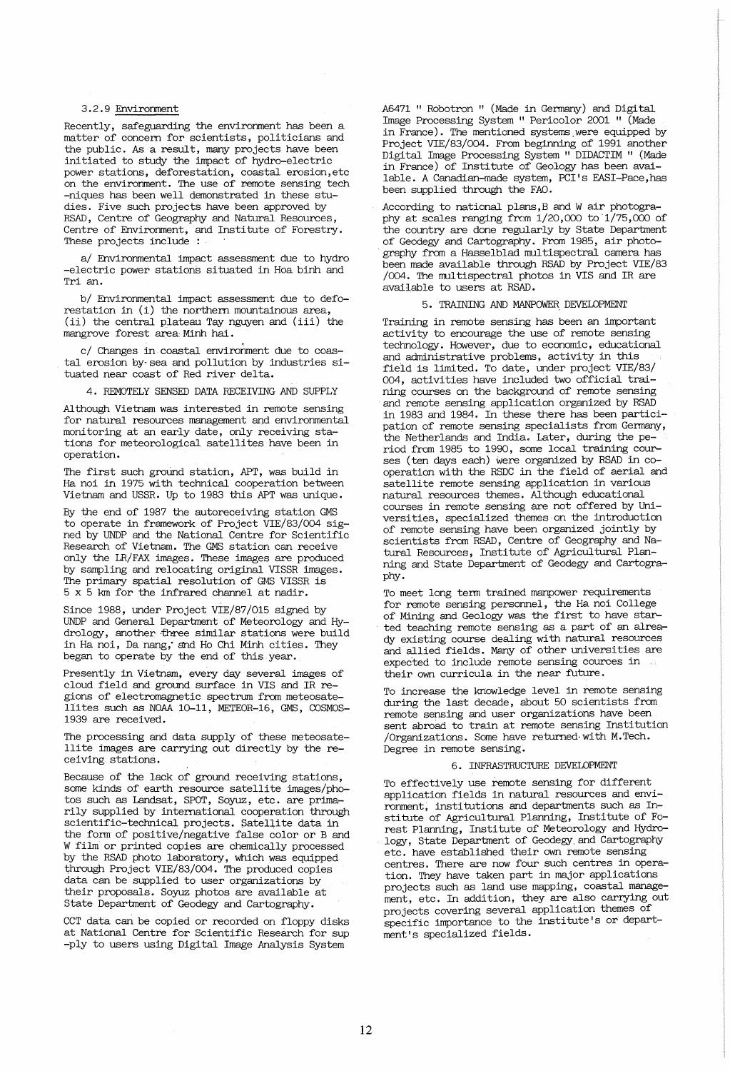### 3.2.9 Environment

Recently, safeguarding the environment has been a matter of concern for scientists, politicians and the public. As a result, many projects have been initiated to study the impact of hydro-electric power stations, deforestation, coastal erosion,etc on the environment. The use of remote sensing techniques has been well demonstrated in these studies. Five such projects have been approved by RSAD, Centre of Geography and Natural Resources, Centre of Environment, and Institute of Forestry. These projects include :

a/ Environmental impact assessment due to hydro-electric power stations situated in Hoa binh and Tri an.

b/ Environmental impact assessment due to deforestation in (i) the northern mountainous area, (ii) the central plateau Tay nguyen and (iii) the mangrove forest area Minh hai.

c/ Changes in coastal environment due to coastal erosion by sea and pollution by industries situated near coast of Red river delta.

## 4. REMOTELY SENSED DATA RECEIVING AND SUPPLY

Although Vietnam was interested in remote sensing for natural resources management and environmental monitoring at an early date, only receiving stations for meteorological satellites have been in operation.

The first such ground station, APT, was build in Ha noi in 1975 with technical cooperation between Vietnam and USSR. Up to 1983 this APT was unique.

By the end of 1987 the autoreceiving station GMS to operate in framework of Project VIE/83/004 signed by UNDP and the National Centre for Scientific Research of Vietnam. The GMS station can receive only the LR/FAX images. These images are produced by sampling and relocating original VISSR images. The primary spatial resolution of GMS VISSR is 5 x 5 km for the infrared channel at nadir.

Since 1988, under Project VIE/87/015 signed by UNDP and General Department of Meteorology and Hydrology, another three similar stations were build in Ha noi, Da nang, and Ho Chi Minh cities. They began to operate by the end of this year.

Presently in Vietnam, every day several images of cloud field and ground surface in VIS and IR regions of electromagnetic spectrum from meteosatellites such as NOAA 10-11, METEOR-16, GMS, COSMOS-1939 are received.

The processing and data supply of these meteosatellite images are carrying out directly by the receiving stations.

Because of the lack of ground receiving stations, some kinds of earth resource satellite images/photos such as Landsat, SPOT, Soyuz, etc. are primarily supplied by international cooperation through scientific-technical projects. Satellite data in the form of positive/negative false color or B and W film or printed copies are chemically processed by the RSAD photo laboratory, which was equipped through Project VIE/83/004. The produced copies data can be supplied to user organizations by their proposals. Soyuz photos are available at State Department of Geodesy and Cartography.

CCT data can be copied or recorded on floppy disks at National Centre for Scientific Research for supply to users using Digital Image Analysis System A6471 " Robotron " (Made in Germany) and Digital Image Processing System " Pericolor 2001 " (Made in France). The mentioned systems were equipped by Project VIE/83/004. From beginning of 1991 another Digital Image Processing System " DIDACTIM " (Made in France) of Institute of Geology has been available. A Canadian-made system, PCI's EASI-Pace,has been supplied through the FAO.

According to national plans,B and W air photography at scales ranging from 1/20,000 to 1/75,000 of the country are done regularly by State Department of Geodesy and Cartography. From 1985, air photography from a Hasselblad multispectral camera has been made available through RSAD by Project VIE/83/004. The multispectral photos in VIS and IR are available to users at RSAD.

## 5. TRAINING AND MANPOWER DEVELOPMENT

Training in remote sensing has been an important activity to encourage the use of remote sensing technology. However, due to economic, educational and administrative problems, activity in this field is limited. To date, under project VIE/83/004, activities have included two official training courses on the background of remote sensing and remote sensing application organized by RSAD in 1983 and 1984. In these there has been participation of remote sensing specialists from Germany, the Netherlands and India. Later, during the period from 1985 to 1990, some local training courses (ten days each) were organized by RSAD in cooperation with the RSDC in the field of aerial and satellite remote sensing application in various natural resources themes. Although educational courses in remote sensing are not offered by Universities, specialized themes on the introduction of remote sensing have been organized jointly by scientists from RSAD, Centre of Geography and Natural Resources, Institute of Agricultural Planning and State Department of Geodesy and Cartography.

To meet long term trained manpower requirements for remote sensing personnel, the Ha noi College of Mining and Geology was the first to have started teaching remote sensing as a part of an already existing course dealing with natural resources and allied fields. Many of other universities are expected to include remote sensing cources in their own curricula in the near future.

To increase the knowledge level in remote sensing during the last decade, about 50 scientists from remote sensing and user organizations have been sent abroad to train at remote sensing Institution /Organizations. Some have returned with M.Tech. Degree in remote sensing.

## 6. INFRASTRUCTURE DEVELOPMENT

To effectively use remote sensing for different application fields in natural resources and environment, institutions and departments such as Institute of Agricultural Planning, Institute of Forest Planning, Institute of Meteorology and Hydrology, State Department of Geodesy and Cartography etc. have established their own remote sensing centres. There are now four such centres in operation. They have taken part in major applications projects such as land use mapping, coastal management, etc. In addition, they are also carrying out projects covering several application themes of specific importance to the institute's or department's specialized fields.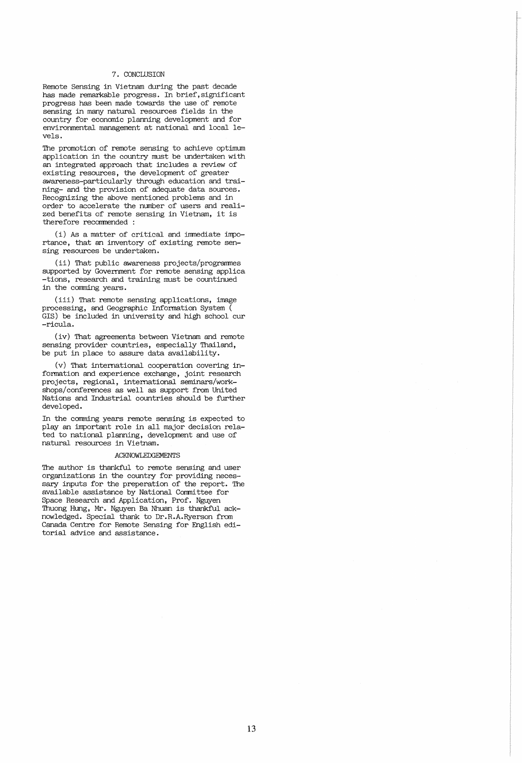## 7. CONCLUSION

Remote Sensing in Vietnam during the past decade has made remarkable progress. In brief, significant progress has been made towards the use of remote sensing in many natural resources fields in the country for economic planning development and for environmental management at national and local levels.

The promotion of remote sensing to achieve optimum application in the country must be undertaken with an integrated approach that includes a review of existing resources, the development of greater awareness-particularly through education and training- and the provision of adequate data sources. Recognizing the above mentioned problems and in order to accelerate the number of users and realized benefits of remote sensing in Vietnam, it is therefore recommended :

(i) As a matter of critical and immediate importance, that an inventory of existing remote sensing resources be undertaken.

(ii) That public awareness projects/programmes supported by Government for remote sensing applications, research and training must be countinued in the comming years.

(iii) That remote sensing applications, image processing, and Geographic Information System (GIS) be included in university and high school curricula.

(iv) That agreements between Vietnam and remote sensing provider countries, especially Thailand, be put in place to assure data availability.

(v) That international cooperation covering information and experience exchange, joint research projects, regional, international seminars/workshops/conferences as well as support from United Nations and Industrial countries should be further developed.

In the comming years remote sensing is expected to play an important role in all major decision related to national planning, development and use of natural resources in Vietnam.

### ACKNOWLEDGEMENTS

The author is thankful to remote sensing and user organizations in the country for providing necessary inputs for the preperation of the report. The available assistance by National Committee for Space Research and Application, Prof. Nguyen Thuong Hung, Mr. Nguyen Ba Nhuan is thankful acknowledged. Special thank to Dr.R.A.Ryerson from Canada Centre for Remote Sensing for English editorial advice and assistance.